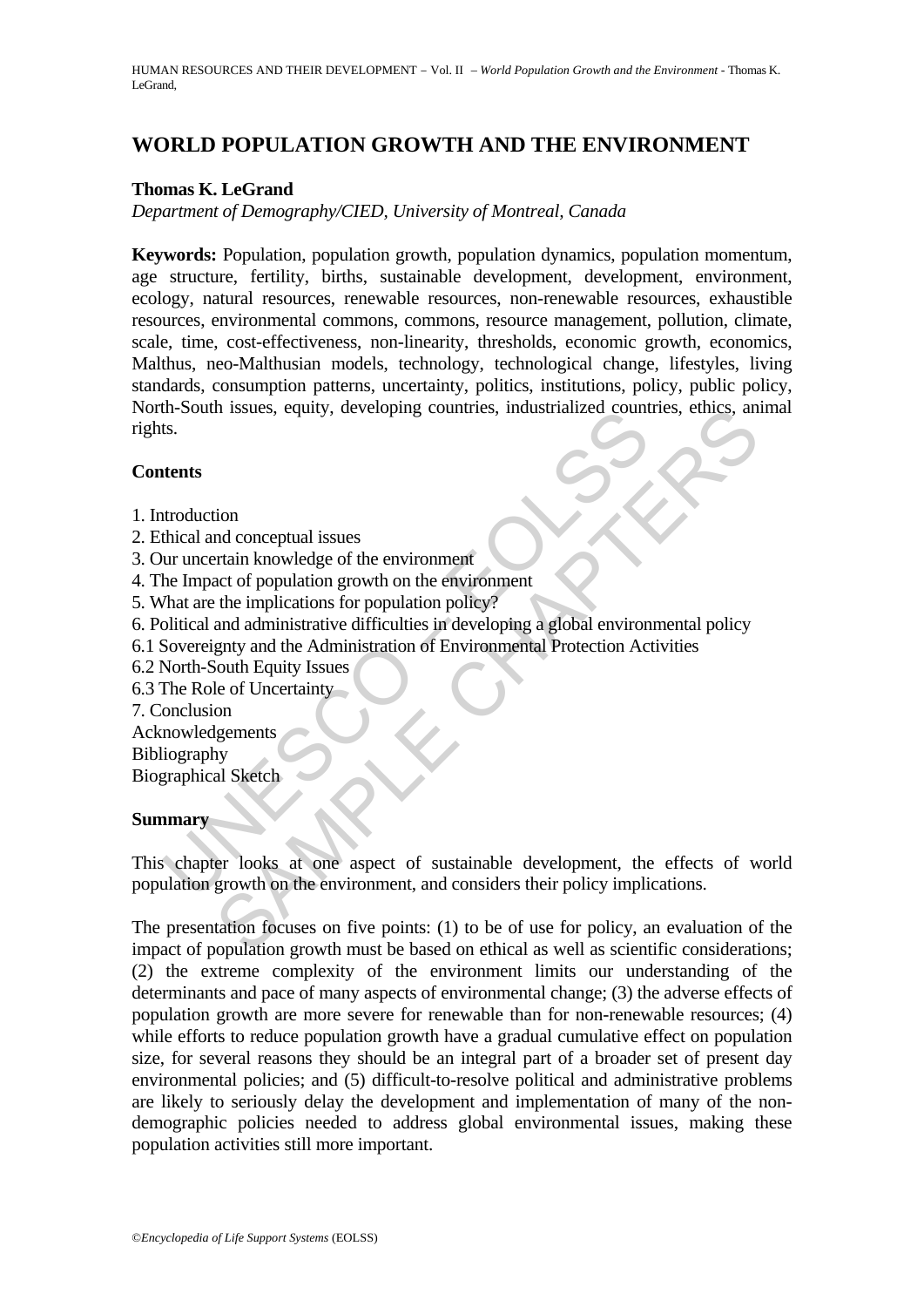# WORLD POPULATION GROWTH AND THE ENVIRONMENT

**Thomas K. LeGrand**

*Department of Demography/CIED, University of Montreal, Canada*

**Keywords:** Population, population growth, population dynamics, population momentum, age structure, fertility, births, sustainable development, development, environment, ecology, natural resources, renewable resources, non-renewable resources, exhaustible resources, environmental commons, commons, resource management, pollution, climate, scale, time, cost-effectiveness, non-linearity, thresholds, economic growth, economics, Malthus, neo-Malthusian models, technology, technological change, lifestyles, living standards, consumption patterns, uncertainty, politics, institutions, policy, public policy, North-South issues, equity, developing countries, industrialized countries, ethics, animal rights.

## Contents

1. Introduction
2. Ethical and conceptual issues
3. Our uncertain knowledge of the environment
4. The Impact of population growth on the environment
5. What are the implications for population policy?
6. Political and administrative difficulties in developing a global environmental policy
6.1 Sovereignty and the Administration of Environmental Protection Activities
6.2 North-South Equity Issues
6.3 The Role of Uncertainty
7. Conclusion
Acknowledgements
Bibliography
Biographical Sketch

## Summary

This chapter looks at one aspect of sustainable development, the effects of world population growth on the environment, and considers their policy implications.

The presentation focuses on five points: (1) to be of use for policy, an evaluation of the impact of population growth must be based on ethical as well as scientific considerations; (2) the extreme complexity of the environment limits our understanding of the determinants and pace of many aspects of environmental change; (3) the adverse effects of population growth are more severe for renewable than for non-renewable resources; (4) while efforts to reduce population growth have a gradual cumulative effect on population size, for several reasons they should be an integral part of a broader set of present day environmental policies; and (5) difficult-to-resolve political and administrative problems are likely to seriously delay the development and implementation of many of the non-demographic policies needed to address global environmental issues, making these population activities still more important.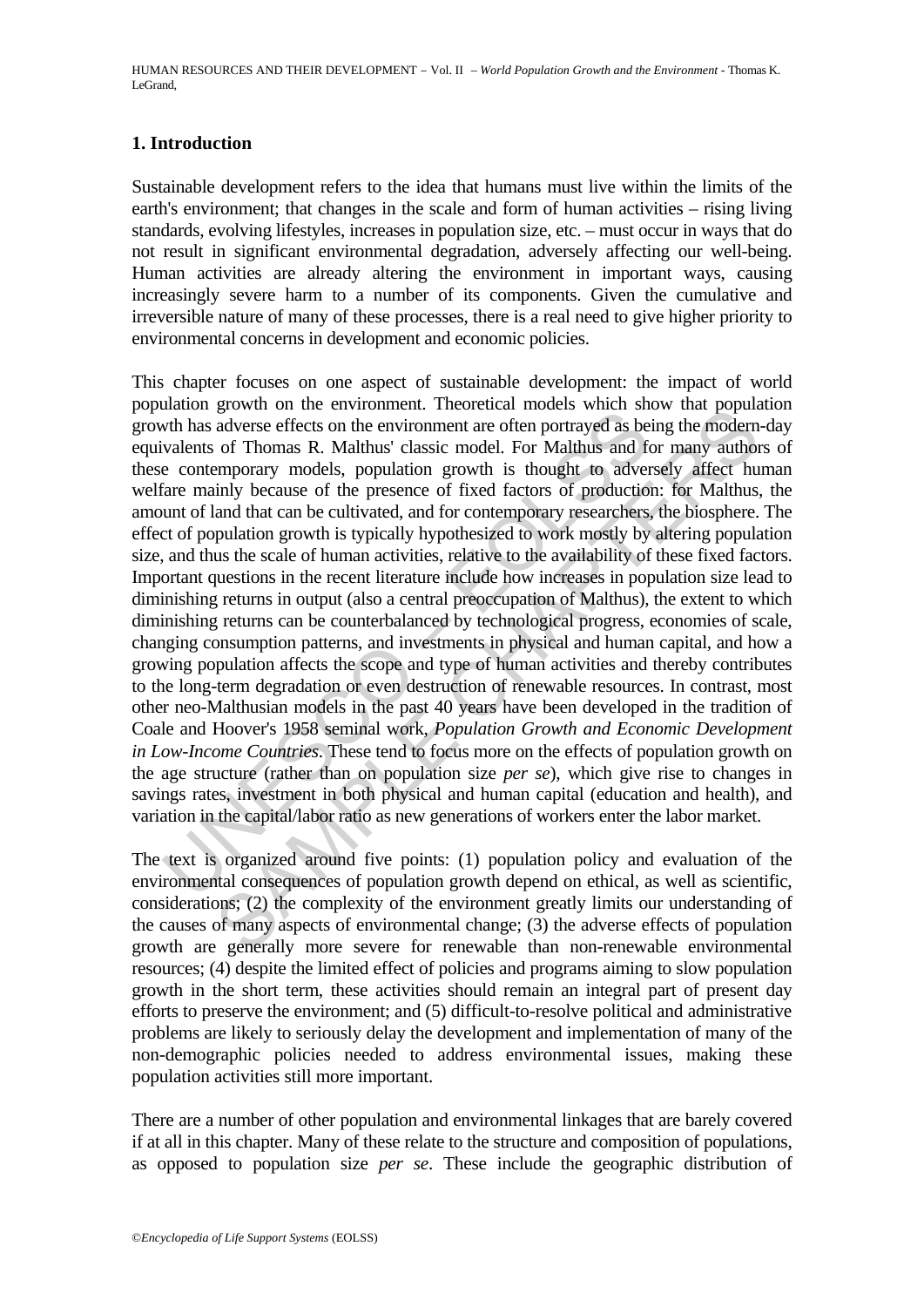## 1. Introduction

Sustainable development refers to the idea that humans must live within the limits of the earth's environment; that changes in the scale and form of human activities – rising living standards, evolving lifestyles, increases in population size, etc. – must occur in ways that do not result in significant environmental degradation, adversely affecting our well-being. Human activities are already altering the environment in important ways, causing increasingly severe harm to a number of its components. Given the cumulative and irreversible nature of many of these processes, there is a real need to give higher priority to environmental concerns in development and economic policies.

This chapter focuses on one aspect of sustainable development: the impact of world population growth on the environment. Theoretical models which show that population growth has adverse effects on the environment are often portrayed as being the modern-day equivalents of Thomas R. Malthus' classic model. For Malthus and for many authors of these contemporary models, population growth is thought to adversely affect human welfare mainly because of the presence of fixed factors of production: for Malthus, the amount of land that can be cultivated, and for contemporary researchers, the biosphere. The effect of population growth is typically hypothesized to work mostly by altering population size, and thus the scale of human activities, relative to the availability of these fixed factors. Important questions in the recent literature include how increases in population size lead to diminishing returns in output (also a central preoccupation of Malthus), the extent to which diminishing returns can be counterbalanced by technological progress, economies of scale, changing consumption patterns, and investments in physical and human capital, and how a growing population affects the scope and type of human activities and thereby contributes to the long-term degradation or even destruction of renewable resources. In contrast, most other neo-Malthusian models in the past 40 years have been developed in the tradition of Coale and Hoover's 1958 seminal work, *Population Growth and Economic Development in Low-Income Countries*. These tend to focus more on the effects of population growth on the age structure (rather than on population size *per se*), which give rise to changes in savings rates, investment in both physical and human capital (education and health), and variation in the capital/labor ratio as new generations of workers enter the labor market.

The text is organized around five points: (1) population policy and evaluation of the environmental consequences of population growth depend on ethical, as well as scientific, considerations; (2) the complexity of the environment greatly limits our understanding of the causes of many aspects of environmental change; (3) the adverse effects of population growth are generally more severe for renewable than non-renewable environmental resources; (4) despite the limited effect of policies and programs aiming to slow population growth in the short term, these activities should remain an integral part of present day efforts to preserve the environment; and (5) difficult-to-resolve political and administrative problems are likely to seriously delay the development and implementation of many of the non-demographic policies needed to address environmental issues, making these population activities still more important.

There are a number of other population and environmental linkages that are barely covered if at all in this chapter. Many of these relate to the structure and composition of populations, as opposed to population size *per se*. These include the geographic distribution of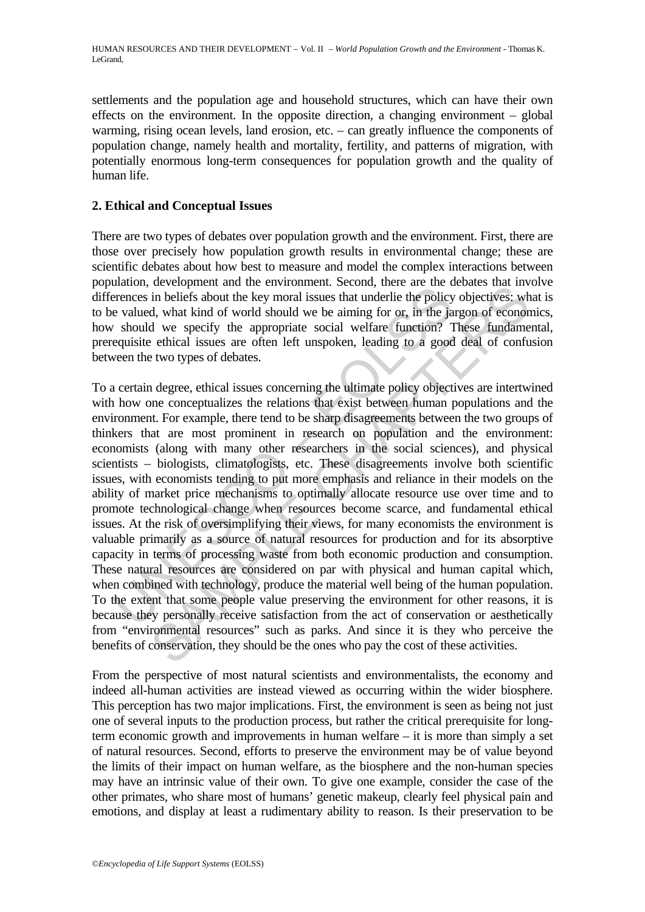settlements and the population age and household structures, which can have their own effects on the environment. In the opposite direction, a changing environment – global warming, rising ocean levels, land erosion, etc. – can greatly influence the components of population change, namely health and mortality, fertility, and patterns of migration, with potentially enormous long-term consequences for population growth and the quality of human life.

## 2. Ethical and Conceptual Issues

There are two types of debates over population growth and the environment. First, there are those over precisely how population growth results in environmental change; these are scientific debates about how best to measure and model the complex interactions between population, development and the environment. Second, there are the debates that involve differences in beliefs about the key moral issues that underlie the policy objectives: what is to be valued, what kind of world should we be aiming for or, in the jargon of economics, how should we specify the appropriate social welfare function? These fundamental, prerequisite ethical issues are often left unspoken, leading to a good deal of confusion between the two types of debates.

To a certain degree, ethical issues concerning the ultimate policy objectives are intertwined with how one conceptualizes the relations that exist between human populations and the environment. For example, there tend to be sharp disagreements between the two groups of thinkers that are most prominent in research on population and the environment: economists (along with many other researchers in the social sciences), and physical scientists – biologists, climatologists, etc. These disagreements involve both scientific issues, with economists tending to put more emphasis and reliance in their models on the ability of market price mechanisms to optimally allocate resource use over time and to promote technological change when resources become scarce, and fundamental ethical issues. At the risk of oversimplifying their views, for many economists the environment is valuable primarily as a source of natural resources for production and for its absorptive capacity in terms of processing waste from both economic production and consumption. These natural resources are considered on par with physical and human capital which, when combined with technology, produce the material well being of the human population. To the extent that some people value preserving the environment for other reasons, it is because they personally receive satisfaction from the act of conservation or aesthetically from "environmental resources" such as parks. And since it is they who perceive the benefits of conservation, they should be the ones who pay the cost of these activities.

From the perspective of most natural scientists and environmentalists, the economy and indeed all-human activities are instead viewed as occurring within the wider biosphere. This perception has two major implications. First, the environment is seen as being not just one of several inputs to the production process, but rather the critical prerequisite for long-term economic growth and improvements in human welfare – it is more than simply a set of natural resources. Second, efforts to preserve the environment may be of value beyond the limits of their impact on human welfare, as the biosphere and the non-human species may have an intrinsic value of their own. To give one example, consider the case of the other primates, who share most of humans' genetic makeup, clearly feel physical pain and emotions, and display at least a rudimentary ability to reason. Is their preservation to be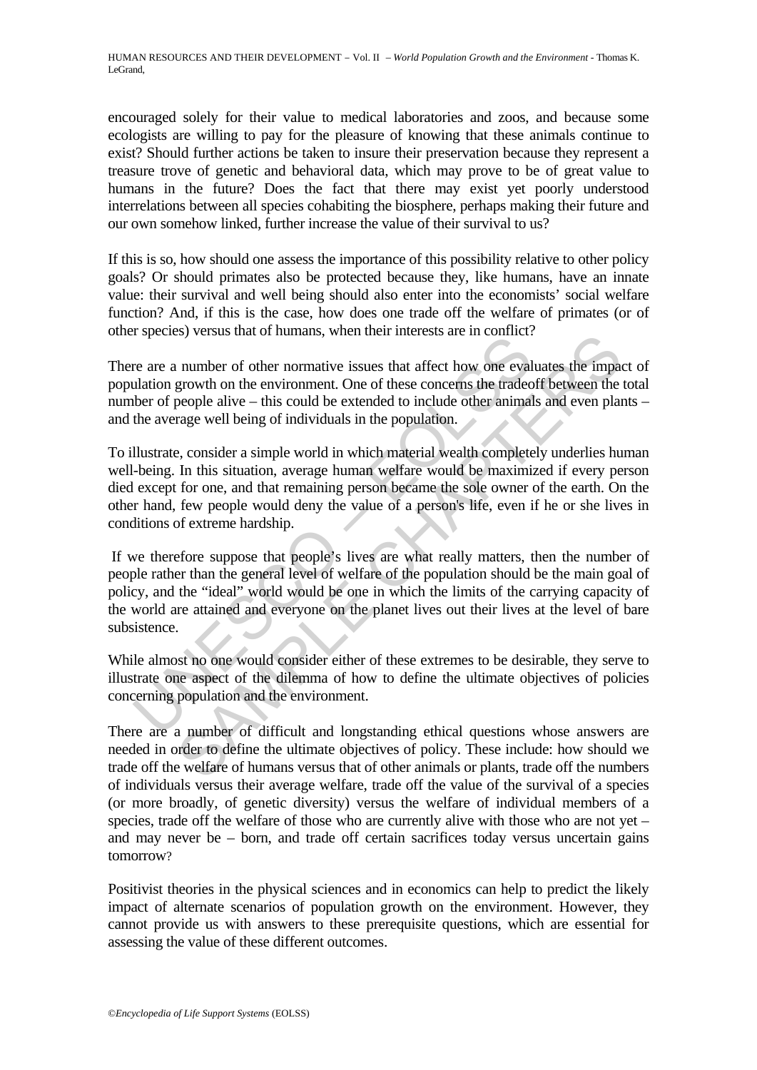encouraged solely for their value to medical laboratories and zoos, and because some ecologists are willing to pay for the pleasure of knowing that these animals continue to exist? Should further actions be taken to insure their preservation because they represent a treasure trove of genetic and behavioral data, which may prove to be of great value to humans in the future? Does the fact that there may exist yet poorly understood interrelations between all species cohabiting the biosphere, perhaps making their future and our own somehow linked, further increase the value of their survival to us?

If this is so, how should one assess the importance of this possibility relative to other policy goals? Or should primates also be protected because they, like humans, have an innate value: their survival and well being should also enter into the economists' social welfare function? And, if this is the case, how does one trade off the welfare of primates (or of other species) versus that of humans, when their interests are in conflict?

There are a number of other normative issues that affect how one evaluates the impact of population growth on the environment. One of these concerns the tradeoff between the total number of people alive – this could be extended to include other animals and even plants – and the average well being of individuals in the population.

To illustrate, consider a simple world in which material wealth completely underlies human well-being. In this situation, average human welfare would be maximized if every person died except for one, and that remaining person became the sole owner of the earth. On the other hand, few people would deny the value of a person's life, even if he or she lives in conditions of extreme hardship.

If we therefore suppose that people's lives are what really matters, then the number of people rather than the general level of welfare of the population should be the main goal of policy, and the "ideal" world would be one in which the limits of the carrying capacity of the world are attained and everyone on the planet lives out their lives at the level of bare subsistence.

While almost no one would consider either of these extremes to be desirable, they serve to illustrate one aspect of the dilemma of how to define the ultimate objectives of policies concerning population and the environment.

There are a number of difficult and longstanding ethical questions whose answers are needed in order to define the ultimate objectives of policy. These include: how should we trade off the welfare of humans versus that of other animals or plants, trade off the numbers of individuals versus their average welfare, trade off the value of the survival of a species (or more broadly, of genetic diversity) versus the welfare of individual members of a species, trade off the welfare of those who are currently alive with those who are not yet – and may never be – born, and trade off certain sacrifices today versus uncertain gains tomorrow?

Positivist theories in the physical sciences and in economics can help to predict the likely impact of alternate scenarios of population growth on the environment. However, they cannot provide us with answers to these prerequisite questions, which are essential for assessing the value of these different outcomes.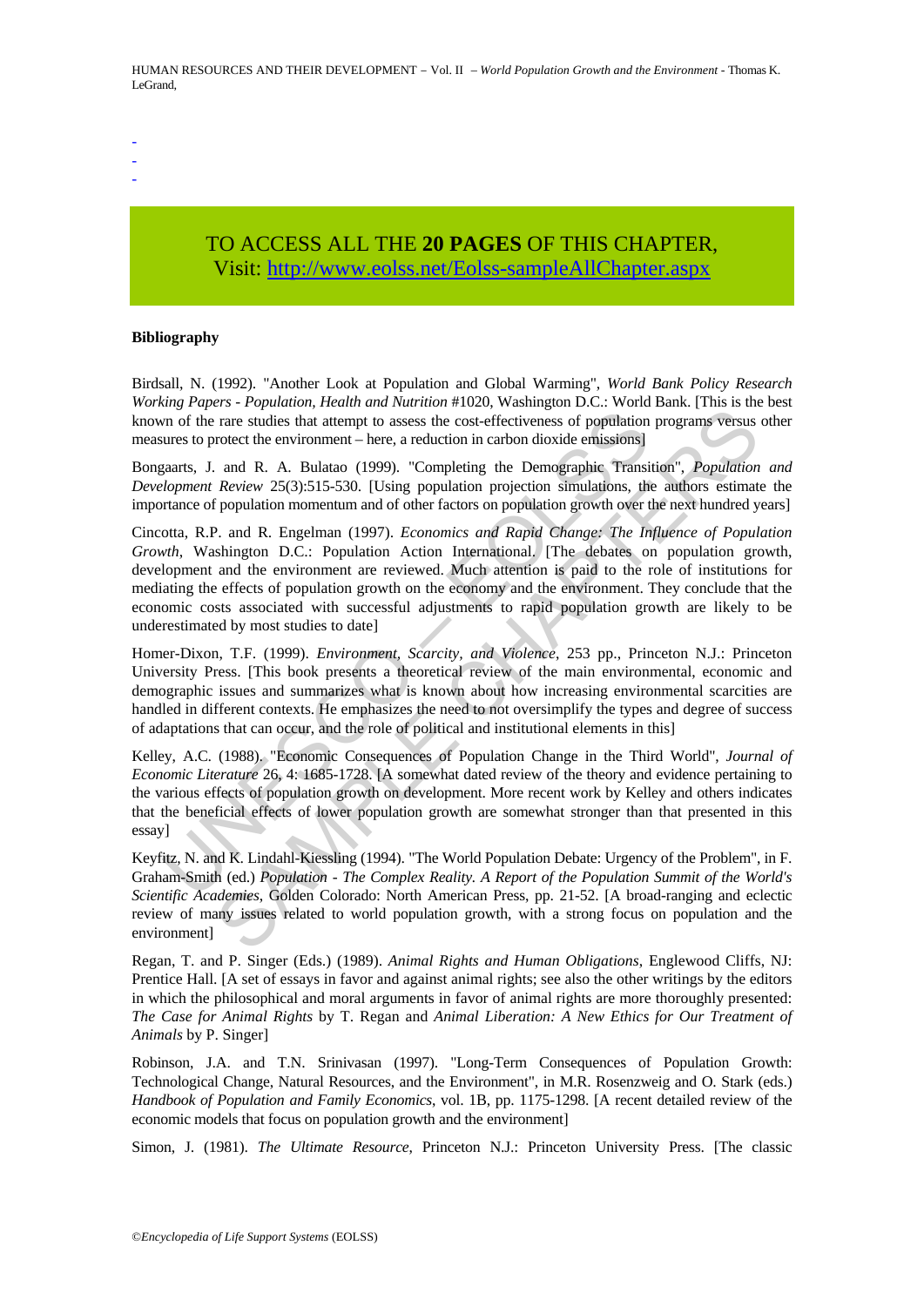-
-
-

TO ACCESS ALL THE **20 PAGES** OF THIS CHAPTER,
Visit: http://www.eolss.net/Eolss-sampleAllChapter.aspx

**Bibliography**

Birdsall, N. (1992). "Another Look at Population and Global Warming", *World Bank Policy Research Working Papers - Population, Health and Nutrition* #1020, Washington D.C.: World Bank. [This is the best known of the rare studies that attempt to assess the cost-effectiveness of population programs versus other measures to protect the environment – here, a reduction in carbon dioxide emissions]

Bongaarts, J. and R. A. Bulatao (1999). "Completing the Demographic Transition", *Population and Development Review* 25(3):515-530. [Using population projection simulations, the authors estimate the importance of population momentum and of other factors on population growth over the next hundred years]

Cincotta, R.P. and R. Engelman (1997). *Economics and Rapid Change: The Influence of Population Growth*, Washington D.C.: Population Action International. [The debates on population growth, development and the environment are reviewed. Much attention is paid to the role of institutions for mediating the effects of population growth on the economy and the environment. They conclude that the economic costs associated with successful adjustments to rapid population growth are likely to be underestimated by most studies to date]

Homer-Dixon, T.F. (1999). *Environment, Scarcity, and Violence*, 253 pp., Princeton N.J.: Princeton University Press. [This book presents a theoretical review of the main environmental, economic and demographic issues and summarizes what is known about how increasing environmental scarcities are handled in different contexts. He emphasizes the need to not oversimplify the types and degree of success of adaptations that can occur, and the role of political and institutional elements in this]

Kelley, A.C. (1988). "Economic Consequences of Population Change in the Third World", *Journal of Economic Literature* 26, 4: 1685-1728. [A somewhat dated review of the theory and evidence pertaining to the various effects of population growth on development. More recent work by Kelley and others indicates that the beneficial effects of lower population growth are somewhat stronger than that presented in this essay]

Keyfitz, N. and K. Lindahl-Kiessling (1994). "The World Population Debate: Urgency of the Problem", in F. Graham-Smith (ed.) *Population - The Complex Reality. A Report of the Population Summit of the World's Scientific Academies*, Golden Colorado: North American Press, pp. 21-52. [A broad-ranging and eclectic review of many issues related to world population growth, with a strong focus on population and the environment]

Regan, T. and P. Singer (Eds.) (1989). *Animal Rights and Human Obligations*, Englewood Cliffs, NJ: Prentice Hall. [A set of essays in favor and against animal rights; see also the other writings by the editors in which the philosophical and moral arguments in favor of animal rights are more thoroughly presented: *The Case for Animal Rights* by T. Regan and *Animal Liberation: A New Ethics for Our Treatment of Animals* by P. Singer]

Robinson, J.A. and T.N. Srinivasan (1997). "Long-Term Consequences of Population Growth: Technological Change, Natural Resources, and the Environment", in M.R. Rosenzweig and O. Stark (eds.) *Handbook of Population and Family Economics*, vol. 1B, pp. 1175-1298. [A recent detailed review of the economic models that focus on population growth and the environment]

Simon, J. (1981). *The Ultimate Resource*, Princeton N.J.: Princeton University Press. [The classic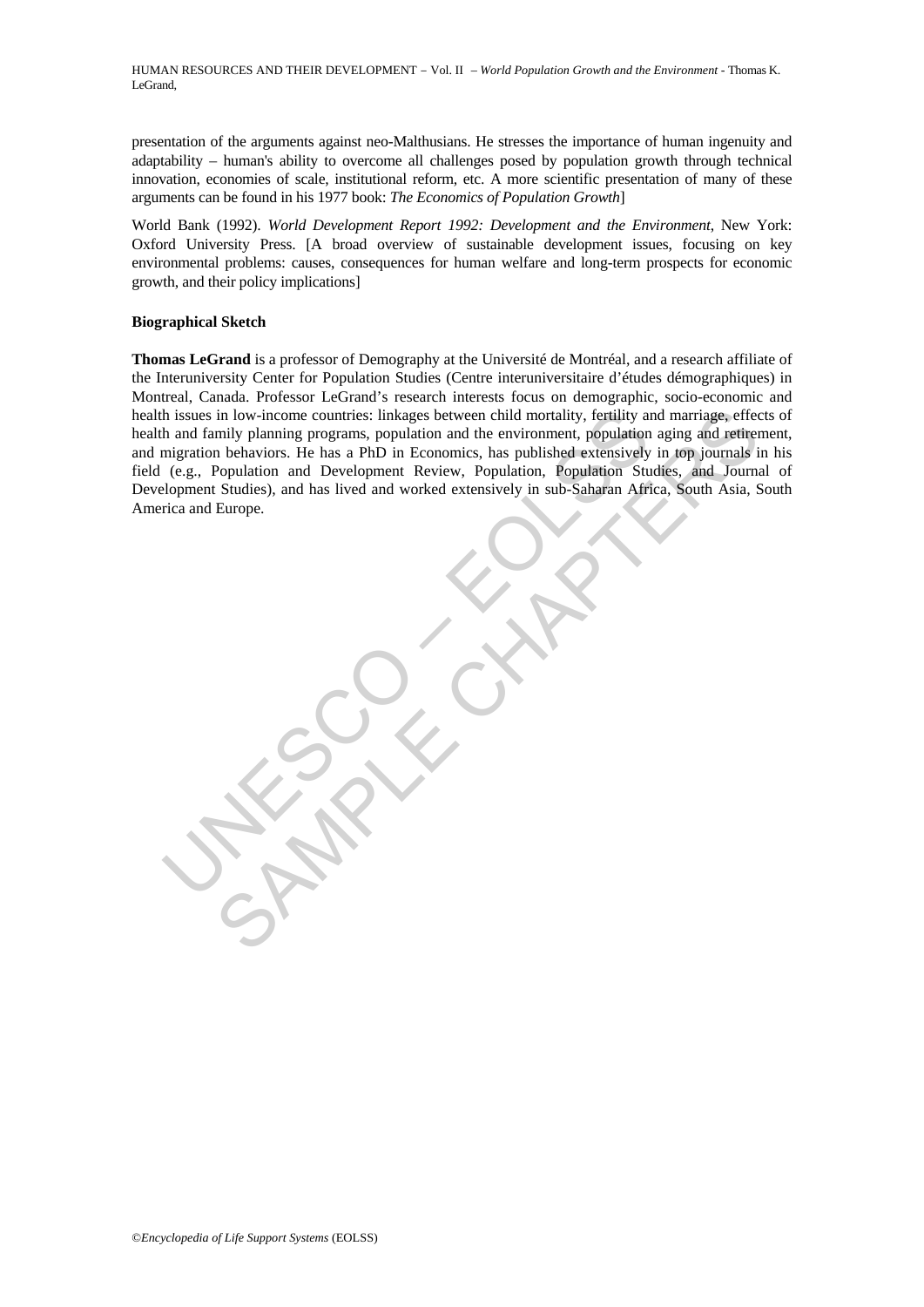presentation of the arguments against neo-Malthusians. He stresses the importance of human ingenuity and adaptability – human's ability to overcome all challenges posed by population growth through technical innovation, economies of scale, institutional reform, etc. A more scientific presentation of many of these arguments can be found in his 1977 book: *The Economics of Population Growth*]

World Bank (1992). *World Development Report 1992: Development and the Environment*, New York: Oxford University Press. [A broad overview of sustainable development issues, focusing on key environmental problems: causes, consequences for human welfare and long-term prospects for economic growth, and their policy implications]

**Biographical Sketch**

**Thomas LeGrand** is a professor of Demography at the Université de Montréal, and a research affiliate of the Interuniversity Center for Population Studies (Centre interuniversitaire d'études démographiques) in Montreal, Canada. Professor LeGrand's research interests focus on demographic, socio-economic and health issues in low-income countries: linkages between child mortality, fertility and marriage, effects of health and family planning programs, population and the environment, population aging and retirement, and migration behaviors. He has a PhD in Economics, has published extensively in top journals in his field (e.g., Population and Development Review, Population, Population Studies, and Journal of Development Studies), and has lived and worked extensively in sub-Saharan Africa, South Asia, South America and Europe.